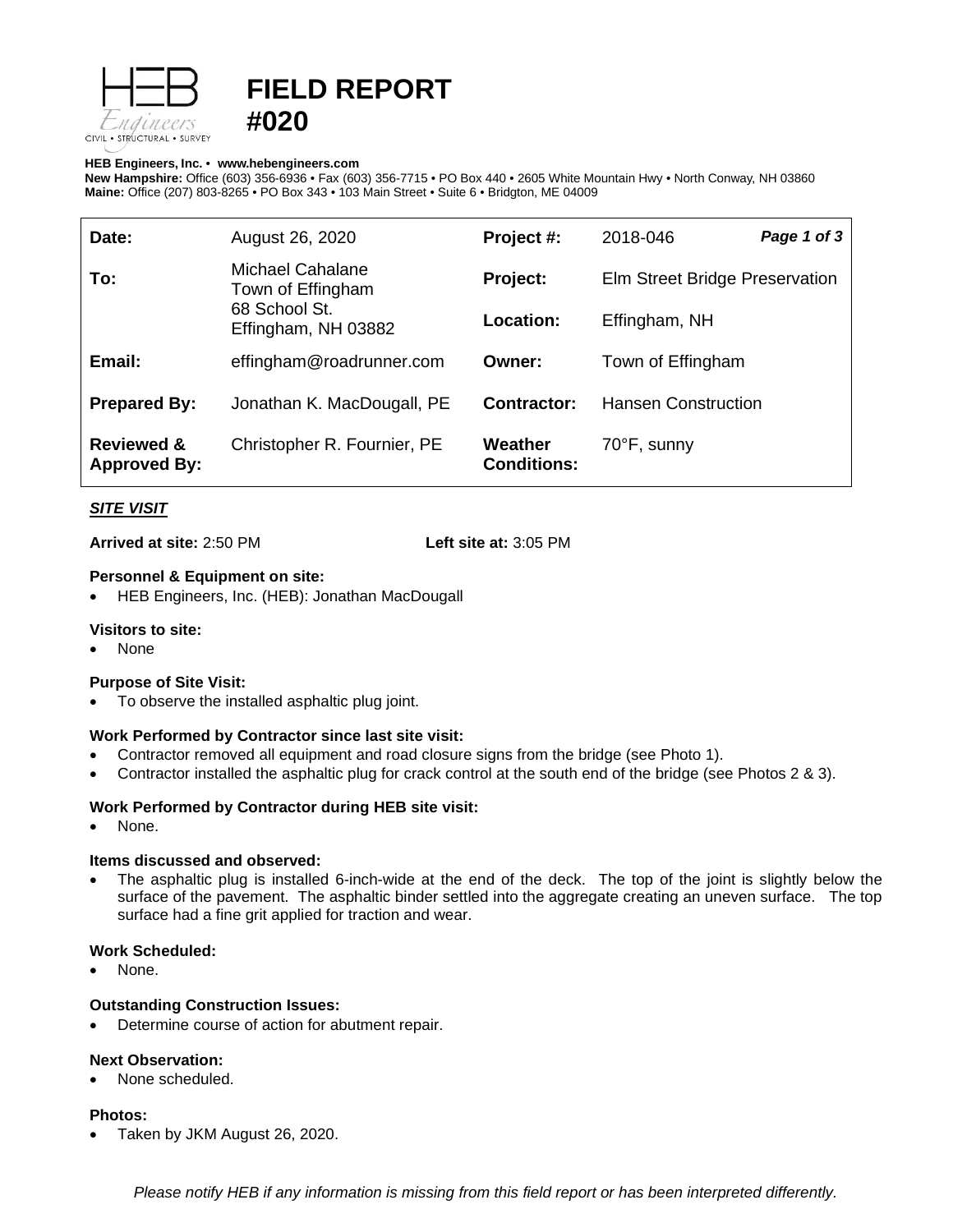# FIELD REPORT #020

**HEB Engineers, Inc.** • **www.hebengineers.com**
**New Hampshire:** Office (603) 356-6936 • Fax (603) 356-7715 • PO Box 440 • 2605 White Mountain Hwy • North Conway, NH 03860
**Maine:** Office (207) 803-8265 • PO Box 343 • 103 Main Street • Suite 6 • Bridgton, ME 04009

| | | | |
|---|---|---|---|
| **Date:** | August 26, 2020 | **Project #:** | 2018-046 |
| **To:** | Michael Cahalane<br>Town of Effingham<br>68 School St.<br>Effingham, NH 03882 | **Project:** | Elm Street Bridge Preservation |
| | | **Location:** | Effingham, NH |
| **Email:** | effingham@roadrunner.com | **Owner:** | Town of Effingham |
| **Prepared By:** | Jonathan K. MacDougall, PE | **Contractor:** | Hansen Construction |
| **Reviewed & Approved By:** | Christopher R. Fournier, PE | **Weather Conditions:** | 70°F, sunny |

### *SITE VISIT*

**Arrived at site:** 2:50 PM **Left site at:** 3:05 PM

**Personnel & Equipment on site:**

- HEB Engineers, Inc. (HEB): Jonathan MacDougall

**Visitors to site:**

- None

**Purpose of Site Visit:**

- To observe the installed asphaltic plug joint.

**Work Performed by Contractor since last site visit:**

- Contractor removed all equipment and road closure signs from the bridge (see Photo 1).
- Contractor installed the asphaltic plug for crack control at the south end of the bridge (see Photos 2 & 3).

**Work Performed by Contractor during HEB site visit:**

- None.

**Items discussed and observed:**

- The asphaltic plug is installed 6-inch-wide at the end of the deck. The top of the joint is slightly below the surface of the pavement. The asphaltic binder settled into the aggregate creating an uneven surface. The top surface had a fine grit applied for traction and wear.

**Work Scheduled:**

- None.

**Outstanding Construction Issues:**

- Determine course of action for abutment repair.

**Next Observation:**

- None scheduled.

**Photos:**

- Taken by JKM August 26, 2020.

*Please notify HEB if any information is missing from this field report or has been interpreted differently.*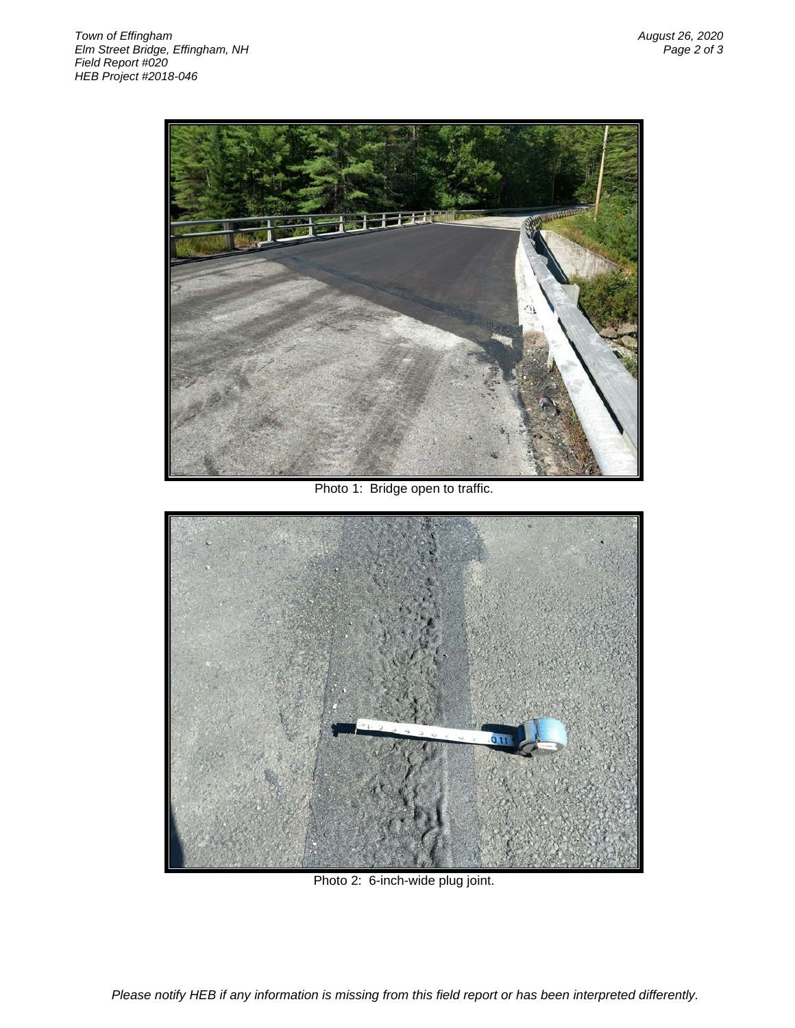Photo 1: Bridge open to traffic.

Photo 2: 6-inch-wide plug joint.

*Please notify HEB if any information is missing from this field report or has been interpreted differently.*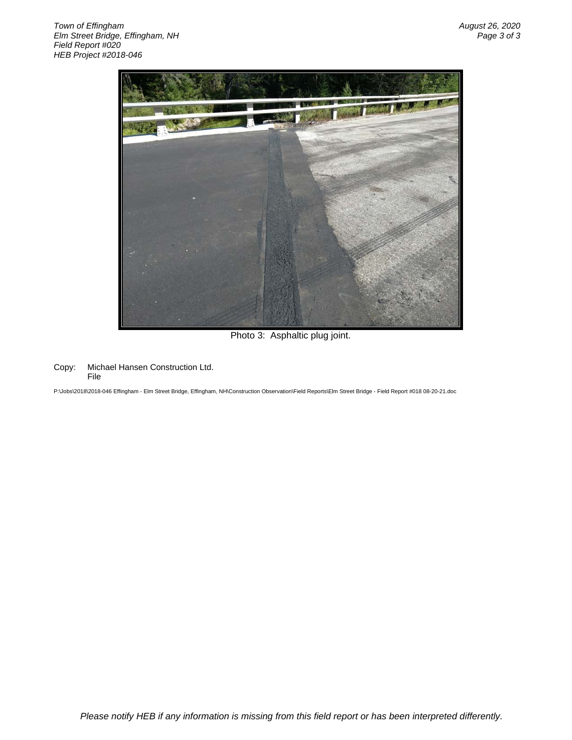Photo 3: Asphaltic plug joint.

Copy: Michael Hansen Construction Ltd.
File

P:\Jobs\2018\2018-046 Effingham - Elm Street Bridge, Effingham, NH\Construction Observation\Field Reports\Elm Street Bridge - Field Report #018 08-20-21.doc

*Please notify HEB if any information is missing from this field report or has been interpreted differently.*